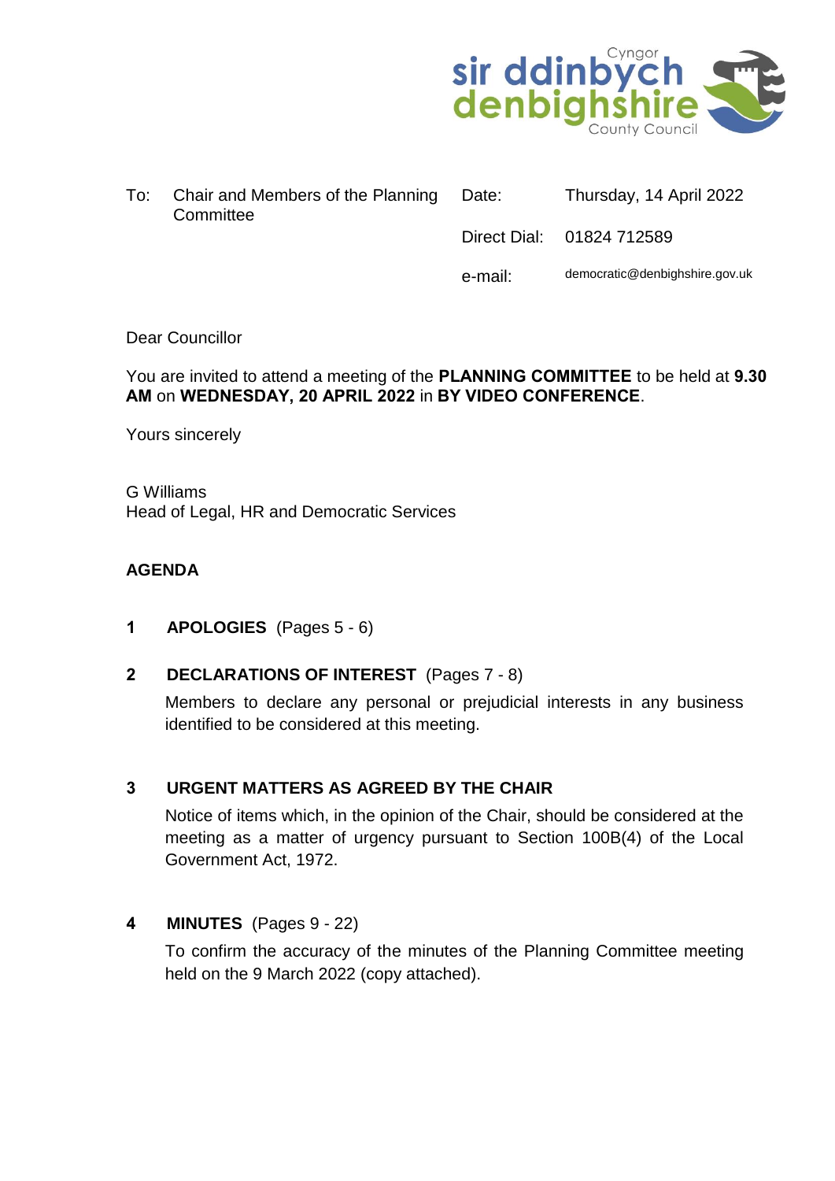Cyngor
sir ddinbych
denbighshire
County Council

| To: Chair and Members of the Planning Committee | Date: | Thursday, 14 April 2022 |
|---|---|---|
| | Direct Dial: | 01824 712589 |
| | e-mail: | democratic@denbighshire.gov.uk |

Dear Councillor

You are invited to attend a meeting of the **PLANNING COMMITTEE** to be held at **9.30 AM** on **WEDNESDAY, 20 APRIL 2022** in **BY VIDEO CONFERENCE**.

Yours sincerely

G Williams
Head of Legal, HR and Democratic Services

**AGENDA**

**1 APOLOGIES** (Pages 5 - 6)

**2 DECLARATIONS OF INTEREST** (Pages 7 - 8)

Members to declare any personal or prejudicial interests in any business identified to be considered at this meeting.

**3 URGENT MATTERS AS AGREED BY THE CHAIR**

Notice of items which, in the opinion of the Chair, should be considered at the meeting as a matter of urgency pursuant to Section 100B(4) of the Local Government Act, 1972.

**4 MINUTES** (Pages 9 - 22)

To confirm the accuracy of the minutes of the Planning Committee meeting held on the 9 March 2022 (copy attached).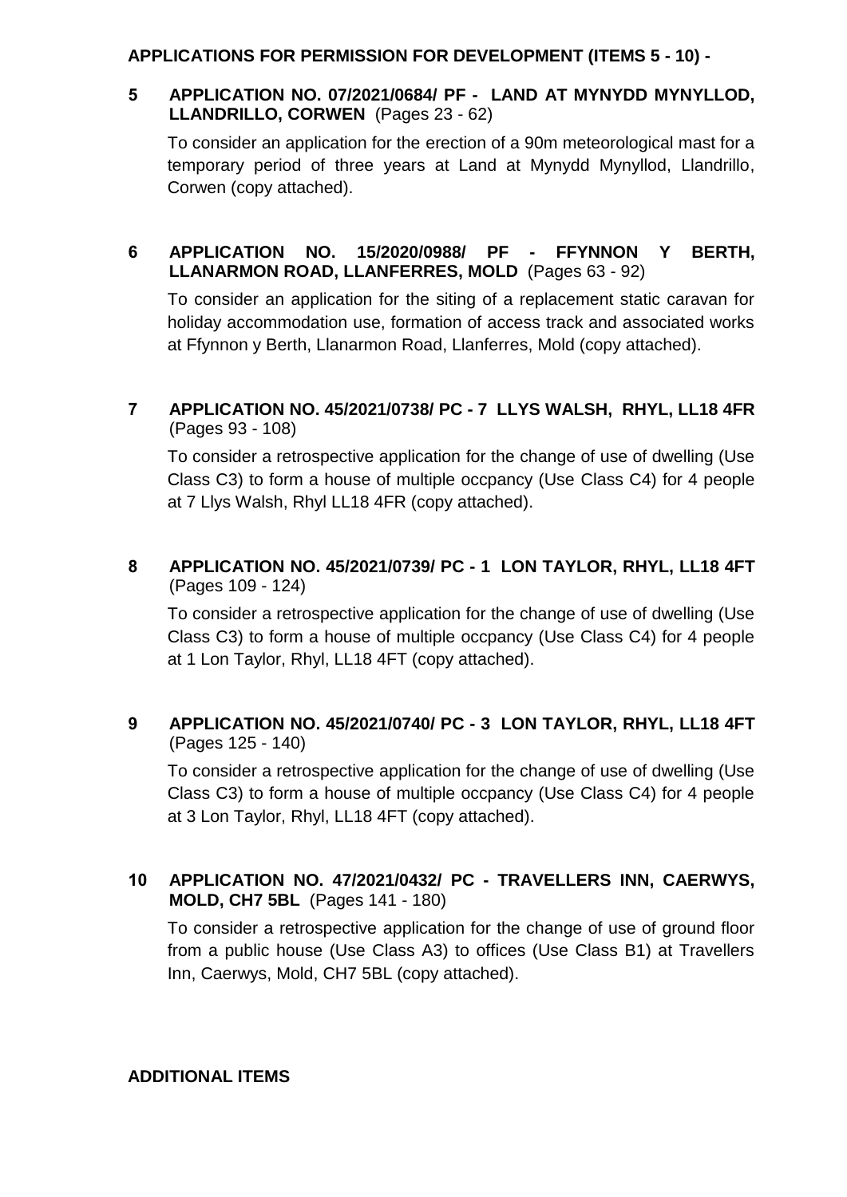## APPLICATIONS FOR PERMISSION FOR DEVELOPMENT (ITEMS 5 - 10) -

### 5 APPLICATION NO. 07/2021/0684/ PF - LAND AT MYNYDD MYNYLLOD, LLANDRILLO, CORWEN (Pages 23 - 62)

To consider an application for the erection of a 90m meteorological mast for a temporary period of three years at Land at Mynydd Mynyllod, Llandrillo, Corwen (copy attached).

### 6 APPLICATION NO. 15/2020/0988/ PF - FFYNNON Y BERTH, LLANARMON ROAD, LLANFERRES, MOLD (Pages 63 - 92)

To consider an application for the siting of a replacement static caravan for holiday accommodation use, formation of access track and associated works at Ffynnon y Berth, Llanarmon Road, Llanferres, Mold (copy attached).

### 7 APPLICATION NO. 45/2021/0738/ PC - 7 LLYS WALSH, RHYL, LL18 4FR (Pages 93 - 108)

To consider a retrospective application for the change of use of dwelling (Use Class C3) to form a house of multiple occpancy (Use Class C4) for 4 people at 7 Llys Walsh, Rhyl LL18 4FR (copy attached).

### 8 APPLICATION NO. 45/2021/0739/ PC - 1 LON TAYLOR, RHYL, LL18 4FT (Pages 109 - 124)

To consider a retrospective application for the change of use of dwelling (Use Class C3) to form a house of multiple occpancy (Use Class C4) for 4 people at 1 Lon Taylor, Rhyl, LL18 4FT (copy attached).

### 9 APPLICATION NO. 45/2021/0740/ PC - 3 LON TAYLOR, RHYL, LL18 4FT (Pages 125 - 140)

To consider a retrospective application for the change of use of dwelling (Use Class C3) to form a house of multiple occpancy (Use Class C4) for 4 people at 3 Lon Taylor, Rhyl, LL18 4FT (copy attached).

### 10 APPLICATION NO. 47/2021/0432/ PC - TRAVELLERS INN, CAERWYS, MOLD, CH7 5BL (Pages 141 - 180)

To consider a retrospective application for the change of use of ground floor from a public house (Use Class A3) to offices (Use Class B1) at Travellers Inn, Caerwys, Mold, CH7 5BL (copy attached).

## ADDITIONAL ITEMS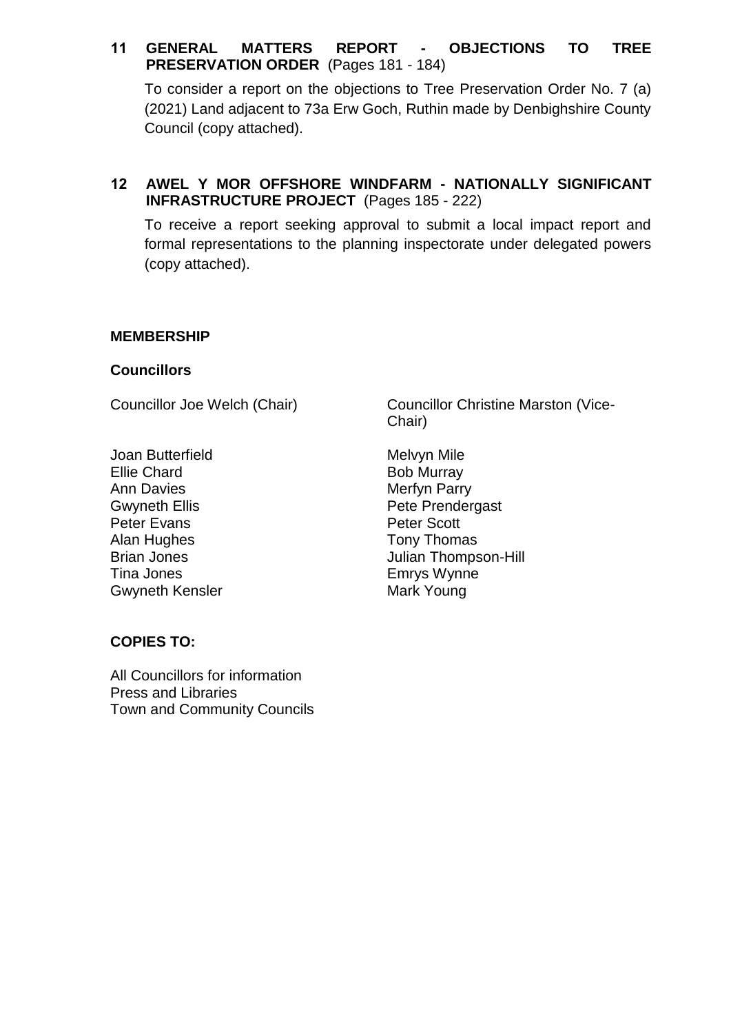**11 GENERAL MATTERS REPORT - OBJECTIONS TO TREE PRESERVATION ORDER** (Pages 181 - 184)

To consider a report on the objections to Tree Preservation Order No. 7 (a) (2021) Land adjacent to 73a Erw Goch, Ruthin made by Denbighshire County Council (copy attached).

**12 AWEL Y MOR OFFSHORE WINDFARM - NATIONALLY SIGNIFICANT INFRASTRUCTURE PROJECT** (Pages 185 - 222)

To receive a report seeking approval to submit a local impact report and formal representations to the planning inspectorate under delegated powers (copy attached).

**MEMBERSHIP**

**Councillors**

| | |
|---|---|
| Councillor Joe Welch (Chair) | Councillor Christine Marston (Vice-Chair) |
| Joan Butterfield | Melvyn Mile |
| Ellie Chard | Bob Murray |
| Ann Davies | Merfyn Parry |
| Gwyneth Ellis | Pete Prendergast |
| Peter Evans | Peter Scott |
| Alan Hughes | Tony Thomas |
| Brian Jones | Julian Thompson-Hill |
| Tina Jones | Emrys Wynne |
| Gwyneth Kensler | Mark Young |

**COPIES TO:**

All Councillors for information
Press and Libraries
Town and Community Councils